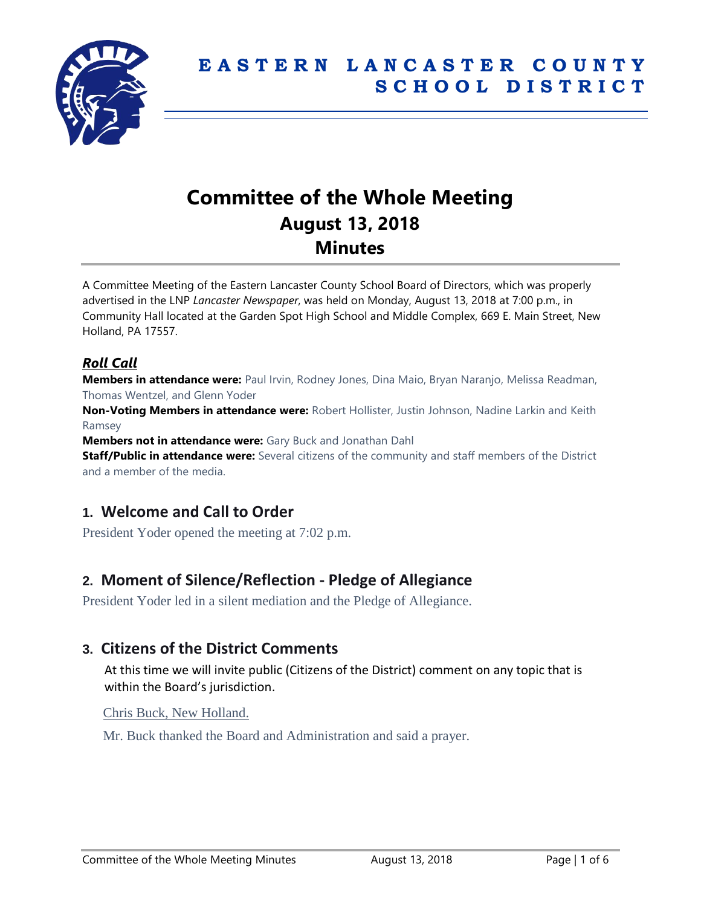# EASTERN LANCASTER COUNTY SCHOOL DISTRICT

# Committee of the Whole Meeting
## August 13, 2018
## Minutes

A Committee Meeting of the Eastern Lancaster County School Board of Directors, which was properly advertised in the LNP *Lancaster Newspaper*, was held on Monday, August 13, 2018 at 7:00 p.m., in Community Hall located at the Garden Spot High School and Middle Complex, 669 E. Main Street, New Holland, PA 17557.

### *Roll Call*

**Members in attendance were:** Paul Irvin, Rodney Jones, Dina Maio, Bryan Naranjo, Melissa Readman, Thomas Wentzel, and Glenn Yoder

**Non-Voting Members in attendance were:** Robert Hollister, Justin Johnson, Nadine Larkin and Keith Ramsey

**Members not in attendance were:** Gary Buck and Jonathan Dahl

**Staff/Public in attendance were:** Several citizens of the community and staff members of the District and a member of the media.

## 1. Welcome and Call to Order

President Yoder opened the meeting at 7:02 p.m.

## 2. Moment of Silence/Reflection - Pledge of Allegiance

President Yoder led in a silent mediation and the Pledge of Allegiance.

## 3. Citizens of the District Comments

At this time we will invite public (Citizens of the District) comment on any topic that is within the Board's jurisdiction.

Chris Buck, New Holland.

Mr. Buck thanked the Board and Administration and said a prayer.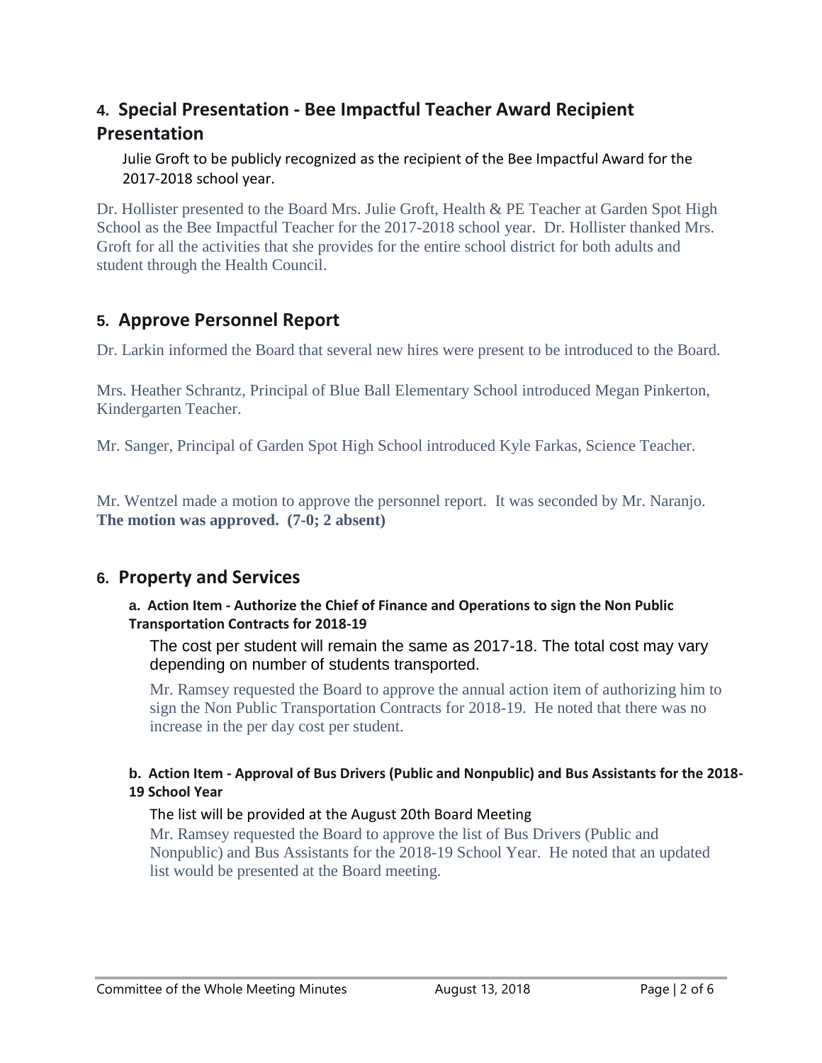## 4. Special Presentation - Bee Impactful Teacher Award Recipient Presentation

Julie Groft to be publicly recognized as the recipient of the Bee Impactful Award for the 2017-2018 school year.

Dr. Hollister presented to the Board Mrs. Julie Groft, Health & PE Teacher at Garden Spot High School as the Bee Impactful Teacher for the 2017-2018 school year. Dr. Hollister thanked Mrs. Groft for all the activities that she provides for the entire school district for both adults and student through the Health Council.

## 5. Approve Personnel Report

Dr. Larkin informed the Board that several new hires were present to be introduced to the Board.

Mrs. Heather Schrantz, Principal of Blue Ball Elementary School introduced Megan Pinkerton, Kindergarten Teacher.

Mr. Sanger, Principal of Garden Spot High School introduced Kyle Farkas, Science Teacher.

Mr. Wentzel made a motion to approve the personnel report. It was seconded by Mr. Naranjo. **The motion was approved. (7-0; 2 absent)**

## 6. Property and Services

### a. Action Item - Authorize the Chief of Finance and Operations to sign the Non Public Transportation Contracts for 2018-19

The cost per student will remain the same as 2017-18. The total cost may vary depending on number of students transported.

Mr. Ramsey requested the Board to approve the annual action item of authorizing him to sign the Non Public Transportation Contracts for 2018-19. He noted that there was no increase in the per day cost per student.

### b. Action Item - Approval of Bus Drivers (Public and Nonpublic) and Bus Assistants for the 2018-19 School Year

The list will be provided at the August 20th Board Meeting

Mr. Ramsey requested the Board to approve the list of Bus Drivers (Public and Nonpublic) and Bus Assistants for the 2018-19 School Year. He noted that an updated list would be presented at the Board meeting.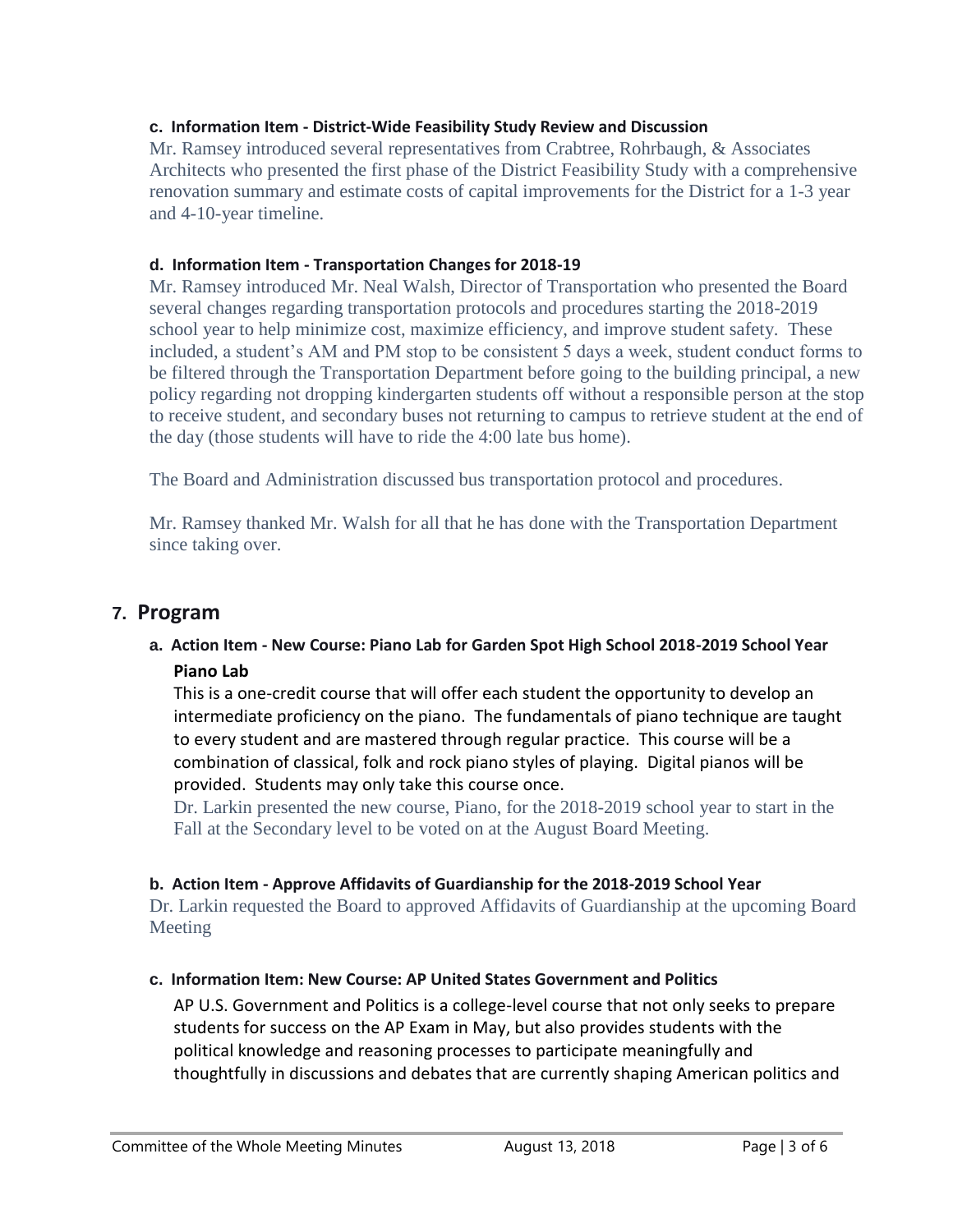**c. Information Item - District-Wide Feasibility Study Review and Discussion**

Mr. Ramsey introduced several representatives from Crabtree, Rohrbaugh, & Associates Architects who presented the first phase of the District Feasibility Study with a comprehensive renovation summary and estimate costs of capital improvements for the District for a 1-3 year and 4-10-year timeline.

**d. Information Item - Transportation Changes for 2018-19**

Mr. Ramsey introduced Mr. Neal Walsh, Director of Transportation who presented the Board several changes regarding transportation protocols and procedures starting the 2018-2019 school year to help minimize cost, maximize efficiency, and improve student safety. These included, a student's AM and PM stop to be consistent 5 days a week, student conduct forms to be filtered through the Transportation Department before going to the building principal, a new policy regarding not dropping kindergarten students off without a responsible person at the stop to receive student, and secondary buses not returning to campus to retrieve student at the end of the day (those students will have to ride the 4:00 late bus home).

The Board and Administration discussed bus transportation protocol and procedures.

Mr. Ramsey thanked Mr. Walsh for all that he has done with the Transportation Department since taking over.

## 7. Program

**a. Action Item - New Course: Piano Lab for Garden Spot High School 2018-2019 School Year**

**Piano Lab**

This is a one-credit course that will offer each student the opportunity to develop an intermediate proficiency on the piano. The fundamentals of piano technique are taught to every student and are mastered through regular practice. This course will be a combination of classical, folk and rock piano styles of playing. Digital pianos will be provided. Students may only take this course once.

Dr. Larkin presented the new course, Piano, for the 2018-2019 school year to start in the Fall at the Secondary level to be voted on at the August Board Meeting.

**b. Action Item - Approve Affidavits of Guardianship for the 2018-2019 School Year**

Dr. Larkin requested the Board to approved Affidavits of Guardianship at the upcoming Board Meeting

**c. Information Item: New Course: AP United States Government and Politics**

AP U.S. Government and Politics is a college-level course that not only seeks to prepare students for success on the AP Exam in May, but also provides students with the political knowledge and reasoning processes to participate meaningfully and thoughtfully in discussions and debates that are currently shaping American politics and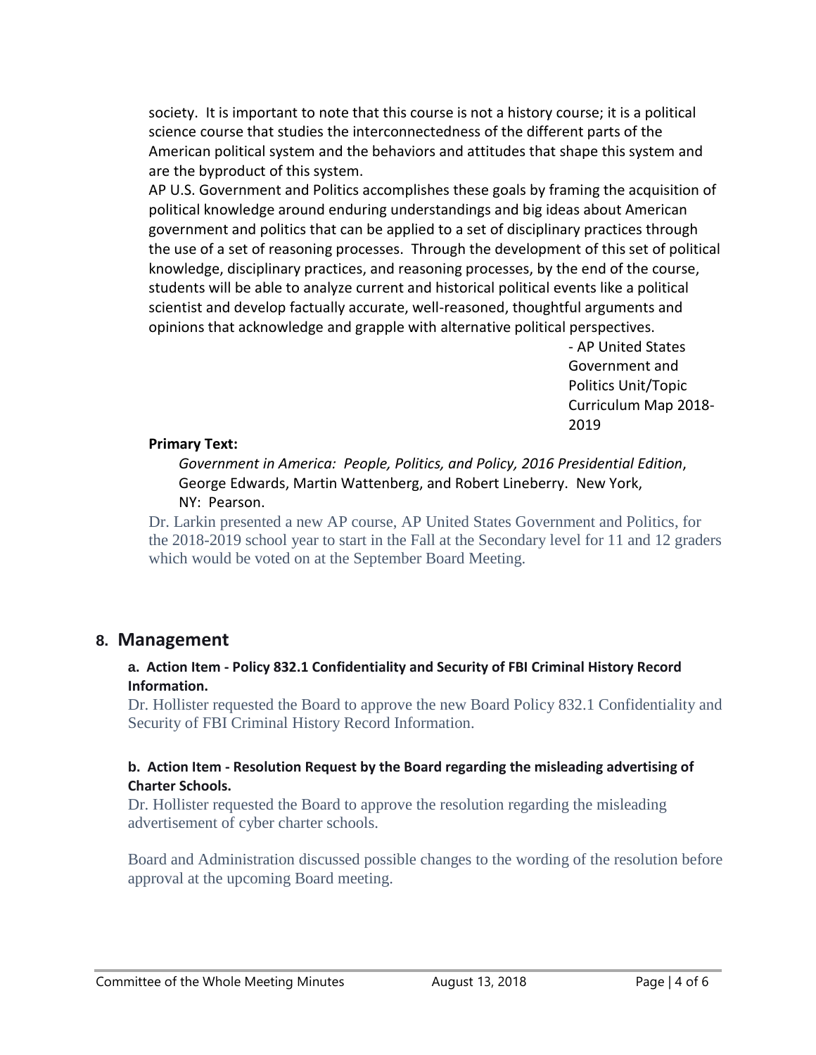society. It is important to note that this course is not a history course; it is a political science course that studies the interconnectedness of the different parts of the American political system and the behaviors and attitudes that shape this system and are the byproduct of this system.

AP U.S. Government and Politics accomplishes these goals by framing the acquisition of political knowledge around enduring understandings and big ideas about American government and politics that can be applied to a set of disciplinary practices through the use of a set of reasoning processes. Through the development of this set of political knowledge, disciplinary practices, and reasoning processes, by the end of the course, students will be able to analyze current and historical political events like a political scientist and develop factually accurate, well-reasoned, thoughtful arguments and opinions that acknowledge and grapple with alternative political perspectives.

- AP United States Government and Politics Unit/Topic Curriculum Map 2018-2019

**Primary Text:**

*Government in America: People, Politics, and Policy, 2016 Presidential Edition*, George Edwards, Martin Wattenberg, and Robert Lineberry. New York, NY: Pearson.

Dr. Larkin presented a new AP course, AP United States Government and Politics, for the 2018-2019 school year to start in the Fall at the Secondary level for 11 and 12 graders which would be voted on at the September Board Meeting.

## 8. Management

**a. Action Item - Policy 832.1 Confidentiality and Security of FBI Criminal History Record Information.**

Dr. Hollister requested the Board to approve the new Board Policy 832.1 Confidentiality and Security of FBI Criminal History Record Information.

**b. Action Item - Resolution Request by the Board regarding the misleading advertising of Charter Schools.**

Dr. Hollister requested the Board to approve the resolution regarding the misleading advertisement of cyber charter schools.

Board and Administration discussed possible changes to the wording of the resolution before approval at the upcoming Board meeting.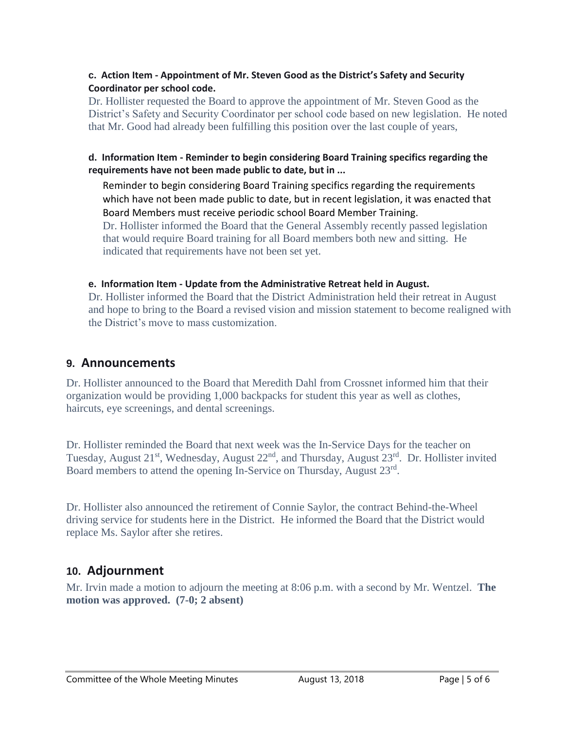**c. Action Item - Appointment of Mr. Steven Good as the District's Safety and Security Coordinator per school code.**

Dr. Hollister requested the Board to approve the appointment of Mr. Steven Good as the District's Safety and Security Coordinator per school code based on new legislation. He noted that Mr. Good had already been fulfilling this position over the last couple of years,

**d. Information Item - Reminder to begin considering Board Training specifics regarding the requirements have not been made public to date, but in ...**

Reminder to begin considering Board Training specifics regarding the requirements which have not been made public to date, but in recent legislation, it was enacted that Board Members must receive periodic school Board Member Training.

Dr. Hollister informed the Board that the General Assembly recently passed legislation that would require Board training for all Board members both new and sitting. He indicated that requirements have not been set yet.

**e. Information Item - Update from the Administrative Retreat held in August.**

Dr. Hollister informed the Board that the District Administration held their retreat in August and hope to bring to the Board a revised vision and mission statement to become realigned with the District's move to mass customization.

## 9. Announcements

Dr. Hollister announced to the Board that Meredith Dahl from Crossnet informed him that their organization would be providing 1,000 backpacks for student this year as well as clothes, haircuts, eye screenings, and dental screenings.

Dr. Hollister reminded the Board that next week was the In-Service Days for the teacher on Tuesday, August 21st, Wednesday, August 22nd, and Thursday, August 23rd. Dr. Hollister invited Board members to attend the opening In-Service on Thursday, August 23rd.

Dr. Hollister also announced the retirement of Connie Saylor, the contract Behind-the-Wheel driving service for students here in the District. He informed the Board that the District would replace Ms. Saylor after she retires.

## 10. Adjournment

Mr. Irvin made a motion to adjourn the meeting at 8:06 p.m. with a second by Mr. Wentzel. **The motion was approved. (7-0; 2 absent)**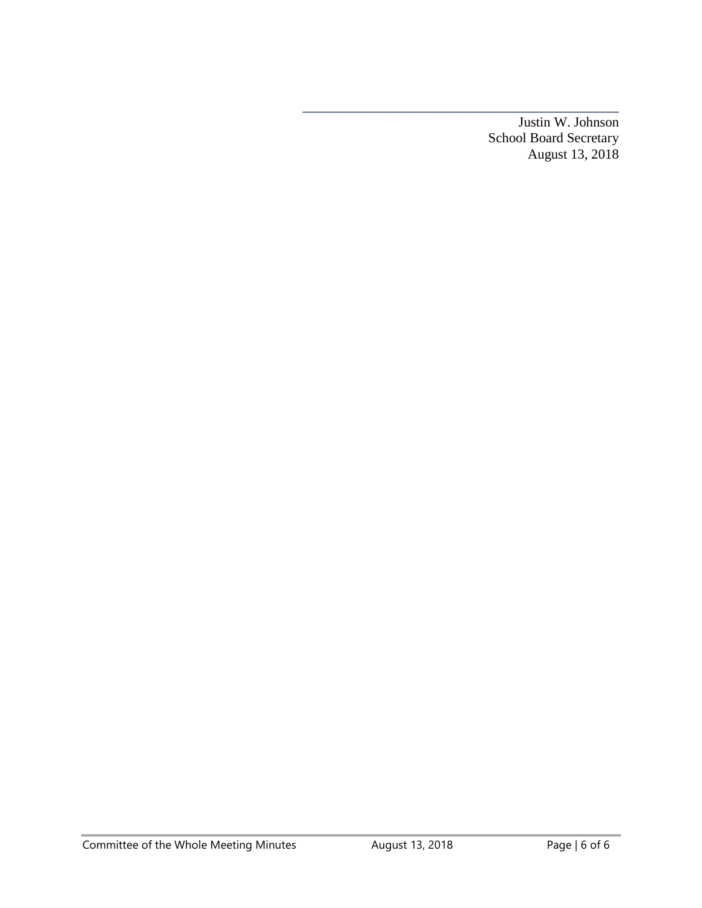\_\_\_\_\_\_\_\_\_\_\_\_\_\_\_\_\_\_\_\_\_\_\_\_\_\_\_\_\_\_\_\_\_\_\_\_\_\_\_\_\_\_\_\_

Justin W. Johnson
School Board Secretary
August 13, 2018